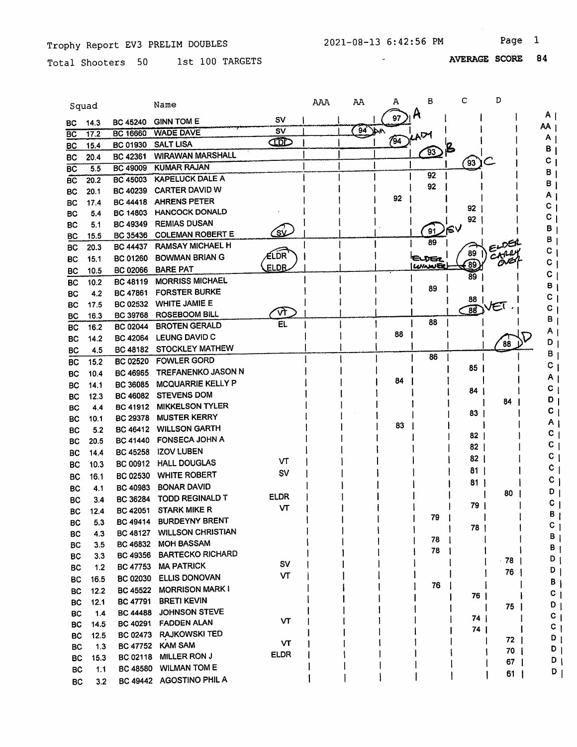Trophy Report EV3 PRELIM DOUBLES — 2021-08-13 6:42:56 PM

Total Shooters 50 — 1st 100 TARGETS — **AVERAGE SCORE 84**

| | Squad | | Name | | AAA | AA | A | B | C | D | |
|---|---|---|---|---|---|---|---|---|---|---|---|
| BC | 14.3 | BC 45240 | GINN TOM E | SV | | | 97 A | | | | A |
| BC | 17.2 | BC 16660 | WADE DAVE | SV | | 94 AA | | | | | AA |
| BC | 15.4 | BC 01930 | SALT LISA | LDI | | | 94 LADY | | | | A |
| BC | 20.4 | BC 42361 | WIRAWAN MARSHALL | | | | | 93 B | | | B |
| BC | 5.5 | BC 49009 | KUMAR RAJAN | | | | | | 93 C | | C |
| BC | 20.2 | BC 45003 | KAPELUCK DALE A | | | | | 92 | | | B |
| BC | 20.1 | BC 40239 | CARTER DAVID W | | | | | 92 | | | B |
| BC | 17.4 | BC 44418 | AHRENS PETER | | | | 92 | | | | A |
| BC | 5.4 | BC 14803 | HANCOCK DONALD | | | | | | 92 | | C |
| BC | 5.1 | BC 49349 | REMIAS DUSAN | | | | | | 92 | | C |
| BC | 15.5 | BC 35436 | COLEMAN ROBERT E | SV | | | | 91 SV | | | B |
| BC | 20.3 | BC 44437 | RAMSAY MICHAEL H | | | | | 89 | | ELDER CARRY OVER | B |
| BC | 15.1 | BC 01260 | BOWMAN BRIAN G | ELDR | | | | ELDER WINNER | 89 | | C |
| BC | 10.5 | BC 02066 | BARE PAT | ELDR | | | | | 89 | | C |
| BC | 10.2 | BC 48119 | MORRIS MICHAEL | | | | | | 89 | | C |
| BC | 4.2 | BC 47861 | FORSTER BURKE | | | | | 89 | | | B |
| BC | 17.5 | BC 02532 | WHITE JAMIE E | | | | | | 88 | | C |
| BC | 16.3 | BC 39768 | ROSEBOOM BILL | VT | | | | | 88 VET. | | C |
| BC | 16.2 | BC 02044 | BROTEN GERALD | EL | | | | 88 | | | B |
| BC | 14.2 | BC 42064 | LEUNG DAVID C | | | | 88 | | | | A |
| BC | 4.5 | BC 48182 | STOCKLEY MATHEW | | | | | | | 88 D | D |
| BC | 15.2 | BC 02520 | FOWLER GORD | | | | | 86 | | | B |
| BC | 10.4 | BC 46965 | TREFANENKO JASON N | | | | | | 85 | | C |
| BC | 14.1 | BC 36085 | MCQUARRIE KELLY P | | | | 84 | | | | A |
| BC | 12.3 | BC 46082 | STEVENS DOM | | | | | | 84 | | C |
| BC | 4.4 | BC 41912 | MIKKELSON TYLER | | | | | | | 84 | D |
| BC | 10.1 | BC 29378 | MUSTER KERRY | | | | | | 83 | | C |
| BC | 5.2 | BC 46412 | WILLSON GARTH | | | | 83 | | | | A |
| BC | 20.5 | BC 41440 | FONSECA JOHN A | | | | | | 82 | | C |
| BC | 14.4 | BC 45258 | IZOV LUBEN | | | | | | 82 | | C |
| BC | 10.3 | BC 00912 | HALL DOUGLAS | VT | | | | | 82 | | C |
| BC | 16.1 | BC 02530 | WHITE ROBERT | SV | | | | | 81 | | C |
| BC | 4.1 | BC 40983 | BONAR DAVID | | | | | | 81 | | C |
| BC | 3.4 | BC 36284 | TODD REGINALD T | ELDR | | | | | | 80 | D |
| BC | 12.4 | BC 42051 | STARK MIKE R | VT | | | | | 79 | | C |
| BC | 5.3 | BC 49414 | BURDEYNY BRENT | | | | | 79 | | | B |
| BC | 4.3 | BC 48127 | WILLSON CHRISTIAN | | | | | | 78 | | C |
| BC | 3.5 | BC 46832 | MOH BASSAM | | | | | 78 | | | B |
| BC | 3.3 | BC 49356 | BARTECKO RICHARD | | | | | 78 | | | B |
| BC | 1.2 | BC 47753 | MA PATRICK | SV | | | | | | 78 | D |
| BC | 16.5 | BC 02030 | ELLIS DONOVAN | VT | | | | | | 76 | D |
| BC | 12.2 | BC 45522 | MORRISON MARK I | | | | | 76 | | | B |
| BC | 12.1 | BC 47791 | BRETI KEVIN | | | | | | 76 | | C |
| BC | 1.4 | BC 44488 | JOHNSON STEVE | | | | | | | 75 | D |
| BC | 14.5 | BC 40291 | FADDEN ALAN | VT | | | | | 74 | | C |
| BC | 12.5 | BC 02473 | RAJKOWSKI TED | | | | | | 74 | | C |
| BC | 1.3 | BC 47752 | KAM SAM | VT | | | | | | 72 | D |
| BC | 15.3 | BC 02118 | MILLER RON J | ELDR | | | | | | 70 | D |
| BC | 1.1 | BC 48580 | WILMAN TOM E | | | | | | | 67 | D |
| BC | 3.2 | BC 49442 | AGOSTINO PHIL A | | | | | | | 61 | D |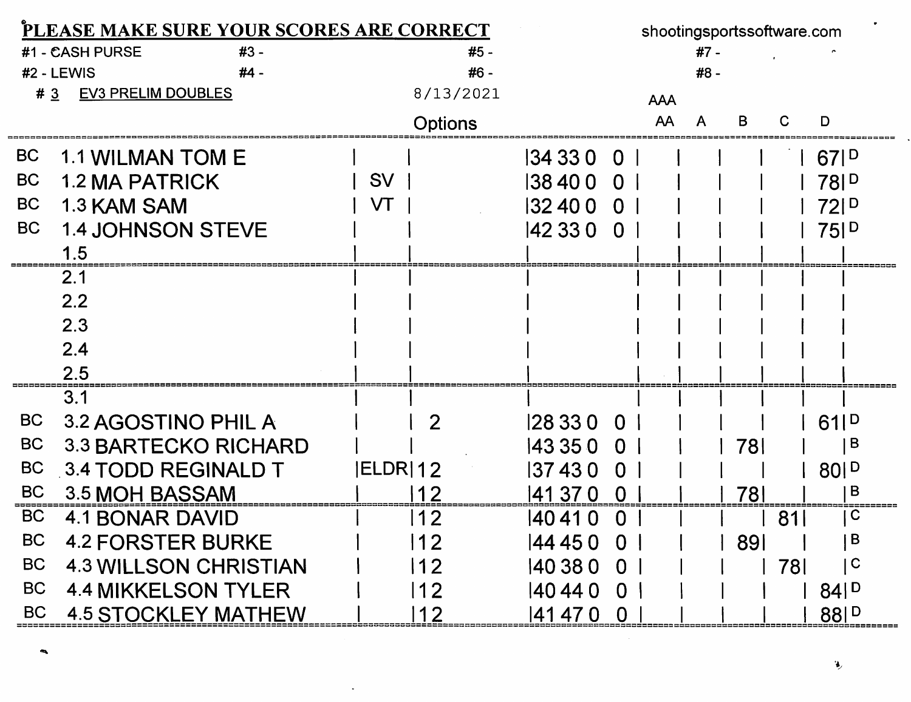**PLEASE MAKE SURE YOUR SCORES ARE CORRECT** shootingsportssoftware.com

#1 - CASH PURSE #3 - #5 - #7 -

#2 - LEWIS #4 - #6 - #8 -

# 3 EV3 PRELIM DOUBLES 8/13/2021

| | | Options | | Scores | AAA/AA | A | B | C | D | |
|---|---|---|---|---|---|---|---|---|---|---|
| BC | 1.1 WILMAN TOM E | | | 34 33 0 0 | | | | | 67 | D |
| BC | 1.2 MA PATRICK | SV | | 38 40 0 0 | | | | | 78 | D |
| BC | 1.3 KAM SAM | VT | | 32 40 0 0 | | | | | 72 | D |
| BC | 1.4 JOHNSON STEVE | | | 42 33 0 0 | | | | | 75 | D |
| | 1.5 | | | | | | | | | |
| | 2.1 | | | | | | | | | |
| | 2.2 | | | | | | | | | |
| | 2.3 | | | | | | | | | |
| | 2.4 | | | | | | | | | |
| | 2.5 | | | | | | | | | |
| | 3.1 | | | | | | | | | |
| BC | 3.2 AGOSTINO PHIL A | | 2 | 28 33 0 0 | | | | | 61 | D |
| BC | 3.3 BARTECKO RICHARD | | | 43 35 0 0 | | | 78 | | | B |
| BC | 3.4 TODD REGINALD T | ELDR | 12 | 37 43 0 0 | | | | | 80 | D |
| BC | 3.5 MOH BASSAM | | 12 | 41 37 0 0 | | | 78 | | | B |
| BC | 4.1 BONAR DAVID | | 12 | 40 41 0 0 | | | | 81 | | C |
| BC | 4.2 FORSTER BURKE | | 12 | 44 45 0 0 | | | 89 | | | B |
| BC | 4.3 WILLSON CHRISTIAN | | 12 | 40 38 0 0 | | | | 78 | | C |
| BC | 4.4 MIKKELSON TYLER | | 12 | 40 44 0 0 | | | | | 84 | D |
| BC | 4.5 STOCKLEY MATHEW | | 12 | 41 47 0 0 | | | | | 88 | D |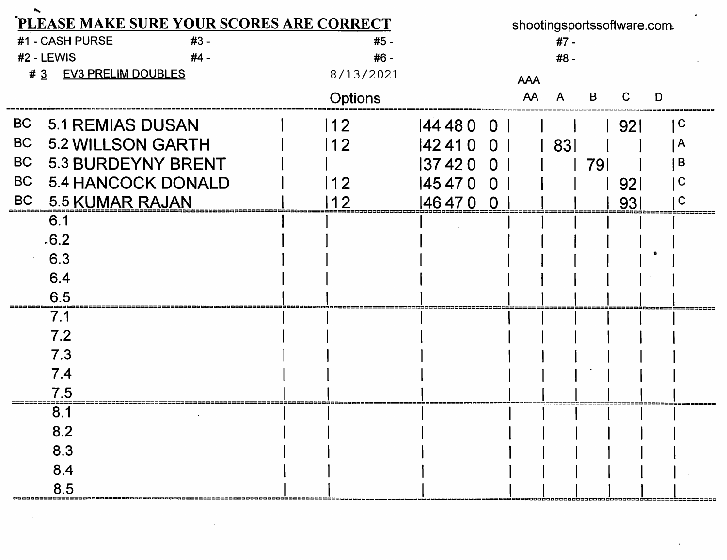**PLEASE MAKE SURE YOUR SCORES ARE CORRECT**

shootingsportssoftware.com

#1 - CASH PURSE | #3 - | #5 - | #7 -
#2 - LEWIS | #4 - | #6 - | #8 -

# 3 EV3 PRELIM DOUBLES

8/13/2021

| | | Options | | | | AAA AA | A | B | C | D | |
|---|---|---|---|---|---|---|---|---|---|---|---|
| BC | 5.1 REMIAS DUSAN | 12 | 44 48 0 0 | | | | | | 92 | | C |
| BC | 5.2 WILLSON GARTH | 12 | 42 41 0 0 | | | | 83 | | | | A |
| BC | 5.3 BURDEYNY BRENT | | 37 42 0 0 | | | | | 79 | | | B |
| BC | 5.4 HANCOCK DONALD | 12 | 45 47 0 0 | | | | | | 92 | | C |
| BC | 5.5 KUMAR RAJAN | 12 | 46 47 0 0 | | | | | | 93 | | C |
| | 6.1 | | | | | | | | | | |
| | 6.2 | | | | | | | | | | |
| | 6.3 | | | | | | | | | | |
| | 6.4 | | | | | | | | | | |
| | 6.5 | | | | | | | | | | |
| | 7.1 | | | | | | | | | | |
| | 7.2 | | | | | | | | | | |
| | 7.3 | | | | | | | | | | |
| | 7.4 | | | | | | | | | | |
| | 7.5 | | | | | | | | | | |
| | 8.1 | | | | | | | | | | |
| | 8.2 | | | | | | | | | | |
| | 8.3 | | | | | | | | | | |
| | 8.4 | | | | | | | | | | |
| | 8.5 | | | | | | | | | | |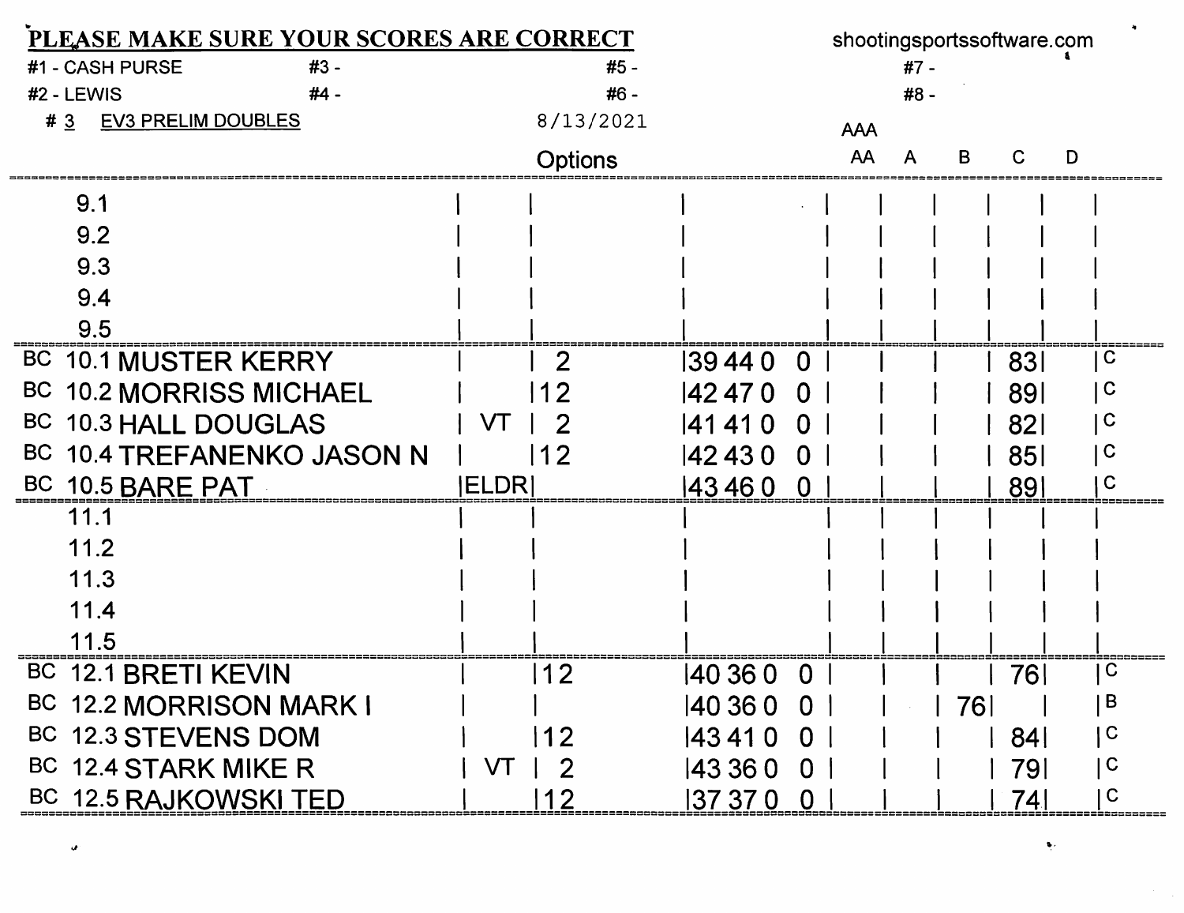**PLEASE MAKE SURE YOUR SCORES ARE CORRECT** shootingsportssoftware.com

| | | | |
|---|---|---|---|
| #1 - CASH PURSE | #3 - | #5 - | #7 - |
| #2 - LEWIS | #4 - | #6 - | #8 - |

# 3 EV3 PRELIM DOUBLES 8/13/2021

| | Name | Options | | Scores | AAA | AA | A | B | C | D | Class |
|---|---|---|---|---|---|---|---|---|---|---|---|
| | 9.1 | | | | | | | | | | |
| | 9.2 | | | | | | | | | | |
| | 9.3 | | | | | | | | | | |
| | 9.4 | | | | | | | | | | |
| | 9.5 | | | | | | | | | | |
| BC | 10.1 MUSTER KERRY | | 2 | 39 44 0 0 | | | | | 83 | | C |
| BC | 10.2 MORRISS MICHAEL | | 12 | 42 47 0 0 | | | | | 89 | | C |
| BC | 10.3 HALL DOUGLAS | VT | 2 | 41 41 0 0 | | | | | 82 | | C |
| BC | 10.4 TREFANENKO JASON N | | 12 | 42 43 0 0 | | | | | 85 | | C |
| BC | 10.5 BARE PAT | ELDR | | 43 46 0 0 | | | | | 89 | | C |
| | 11.1 | | | | | | | | | | |
| | 11.2 | | | | | | | | | | |
| | 11.3 | | | | | | | | | | |
| | 11.4 | | | | | | | | | | |
| | 11.5 | | | | | | | | | | |
| BC | 12.1 BRETI KEVIN | | 12 | 40 36 0 0 | | | | | 76 | | C |
| BC | 12.2 MORRISON MARK I | | | 40 36 0 0 | | | | 76 | | | B |
| BC | 12.3 STEVENS DOM | | 12 | 43 41 0 0 | | | | | 84 | | C |
| BC | 12.4 STARK MIKE R | VT | 2 | 43 36 0 0 | | | | | 79 | | C |
| BC | 12.5 RAJKOWSKI TED | | 12 | 37 37 0 0 | | | | | 74 | | C |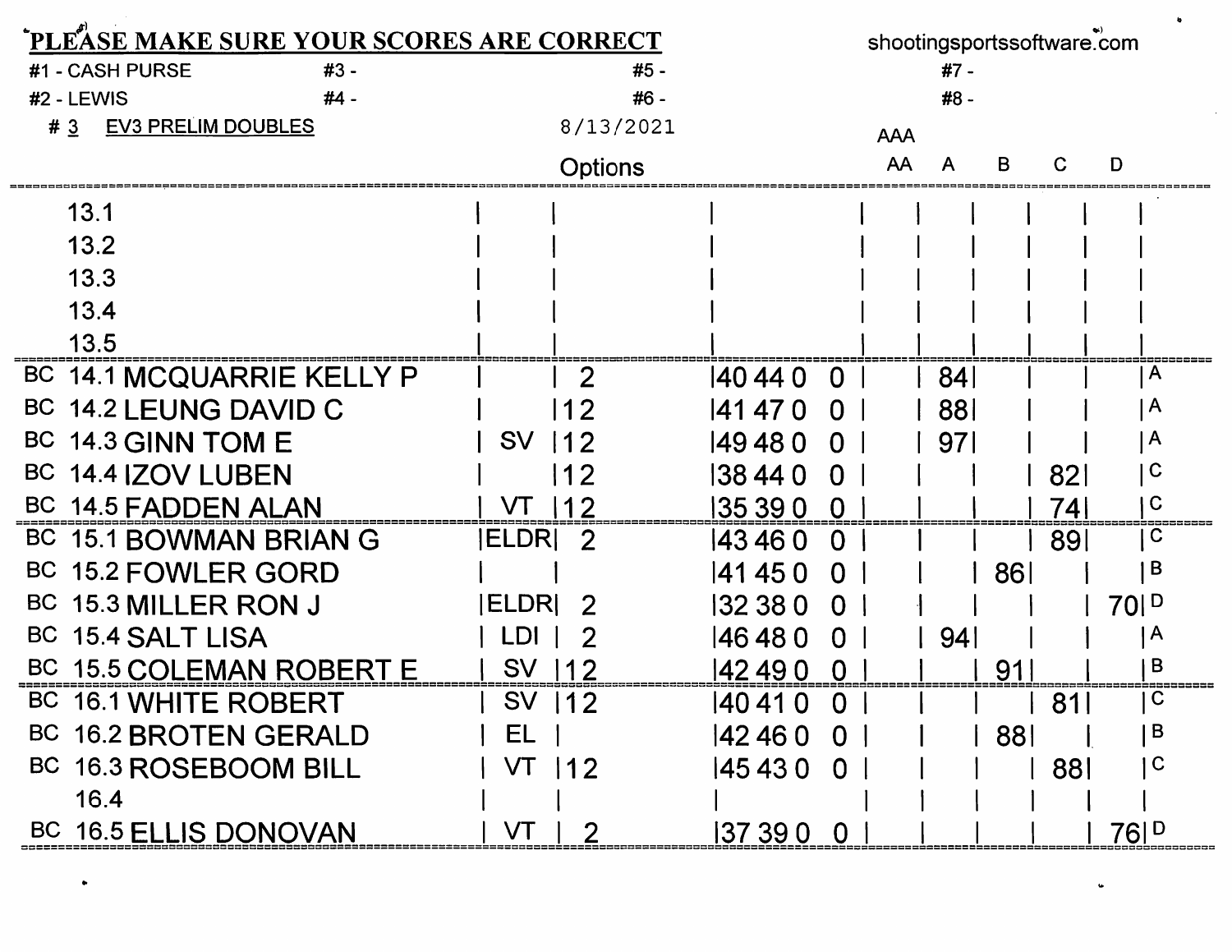**PLEASE MAKE SURE YOUR SCORES ARE CORRECT**

shootingsportssoftware.com

#1 - CASH PURSE | #3 - | #5 - | #7 -
#2 - LEWIS | #4 - | #6 - | #8 -

# 3 EV3 PRELIM DOUBLES — 8/13/2021

| | Squad | Name | | Options | Scores | | | | AAA/AA | A | B | C | D | Class |
|---|---|---|---|---|---|---|---|---|---|---|---|---|---|---|
| | 13.1 | | | | | | | | | | | | | |
| | 13.2 | | | | | | | | | | | | | |
| | 13.3 | | | | | | | | | | | | | |
| | 13.4 | | | | | | | | | | | | | |
| | 13.5 | | | | | | | | | | | | | |
| BC | 14.1 | MCQUARRIE KELLY P | | 2 | 40 | 44 | 0 | 0 | | 84 | | | | A |
| BC | 14.2 | LEUNG DAVID C | | 12 | 41 | 47 | 0 | 0 | | 88 | | | | A |
| BC | 14.3 | GINN TOM E | SV | 12 | 49 | 48 | 0 | 0 | | 97 | | | | A |
| BC | 14.4 | IZOV LUBEN | | 12 | 38 | 44 | 0 | 0 | | | | 82 | | C |
| BC | 14.5 | FADDEN ALAN | VT | 12 | 35 | 39 | 0 | 0 | | | | 74 | | C |
| BC | 15.1 | BOWMAN BRIAN G | ELDR | 2 | 43 | 46 | 0 | 0 | | | | 89 | | C |
| BC | 15.2 | FOWLER GORD | | | 41 | 45 | 0 | 0 | | | 86 | | | B |
| BC | 15.3 | MILLER RON J | ELDR | 2 | 32 | 38 | 0 | 0 | | | | | 70 | D |
| BC | 15.4 | SALT LISA | LDI | 2 | 46 | 48 | 0 | 0 | | 94 | | | | A |
| BC | 15.5 | COLEMAN ROBERT E | SV | 12 | 42 | 49 | 0 | 0 | | | 91 | | | B |
| BC | 16.1 | WHITE ROBERT | SV | 12 | 40 | 41 | 0 | 0 | | | | 81 | | C |
| BC | 16.2 | BROTEN GERALD | EL | | 42 | 46 | 0 | 0 | | | 88 | | | B |
| BC | 16.3 | ROSEBOOM BILL | VT | 12 | 45 | 43 | 0 | 0 | | | | 88 | | C |
| | 16.4 | | | | | | | | | | | | | |
| BC | 16.5 | ELLIS DONOVAN | VT | 2 | 37 | 39 | 0 | 0 | | | | | 76 | D |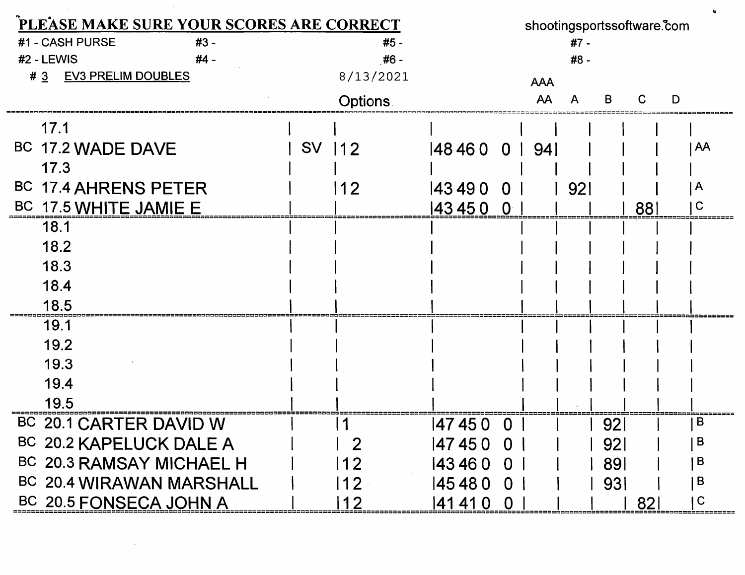**PLEASE MAKE SURE YOUR SCORES ARE CORRECT**

shootingsportssoftware.com

#1 - CASH PURSE #3 - #5 - #7 -

#2 - LEWIS #4 - #6 - #8 -

# 3 EV3 PRELIM DOUBLES 8/13/2021

| | | | Options | | AAA AA | A | B | C | D | |
|---|---|---|---|---|---|---|---|---|---|---|
| | 17.1 | | | | | | | | | |
| BC | 17.2 WADE DAVE | SV | 12 | 48 46 0 0 | 94 | | | | | AA |
| | 17.3 | | | | | | | | | |
| BC | 17.4 AHRENS PETER | | 12 | 43 49 0 0 | | 92 | | | | A |
| BC | 17.5 WHITE JAMIE E | | | 43 45 0 0 | | | | 88 | | C |
| | 18.1 | | | | | | | | | |
| | 18.2 | | | | | | | | | |
| | 18.3 | | | | | | | | | |
| | 18.4 | | | | | | | | | |
| | 18.5 | | | | | | | | | |
| | 19.1 | | | | | | | | | |
| | 19.2 | | | | | | | | | |
| | 19.3 | | | | | | | | | |
| | 19.4 | | | | | | | | | |
| | 19.5 | | | | | | | | | |
| BC | 20.1 CARTER DAVID W | | 1 | 47 45 0 0 | | | 92 | | | B |
| BC | 20.2 KAPELUCK DALE A | | 2 | 47 45 0 0 | | | 92 | | | B |
| BC | 20.3 RAMSAY MICHAEL H | | 12 | 43 46 0 0 | | | 89 | | | B |
| BC | 20.4 WIRAWAN MARSHALL | | 12 | 45 48 0 0 | | | 93 | | | B |
| BC | 20.5 FONSECA JOHN A | | 12 | 41 41 0 0 | | | | 82 | | C |